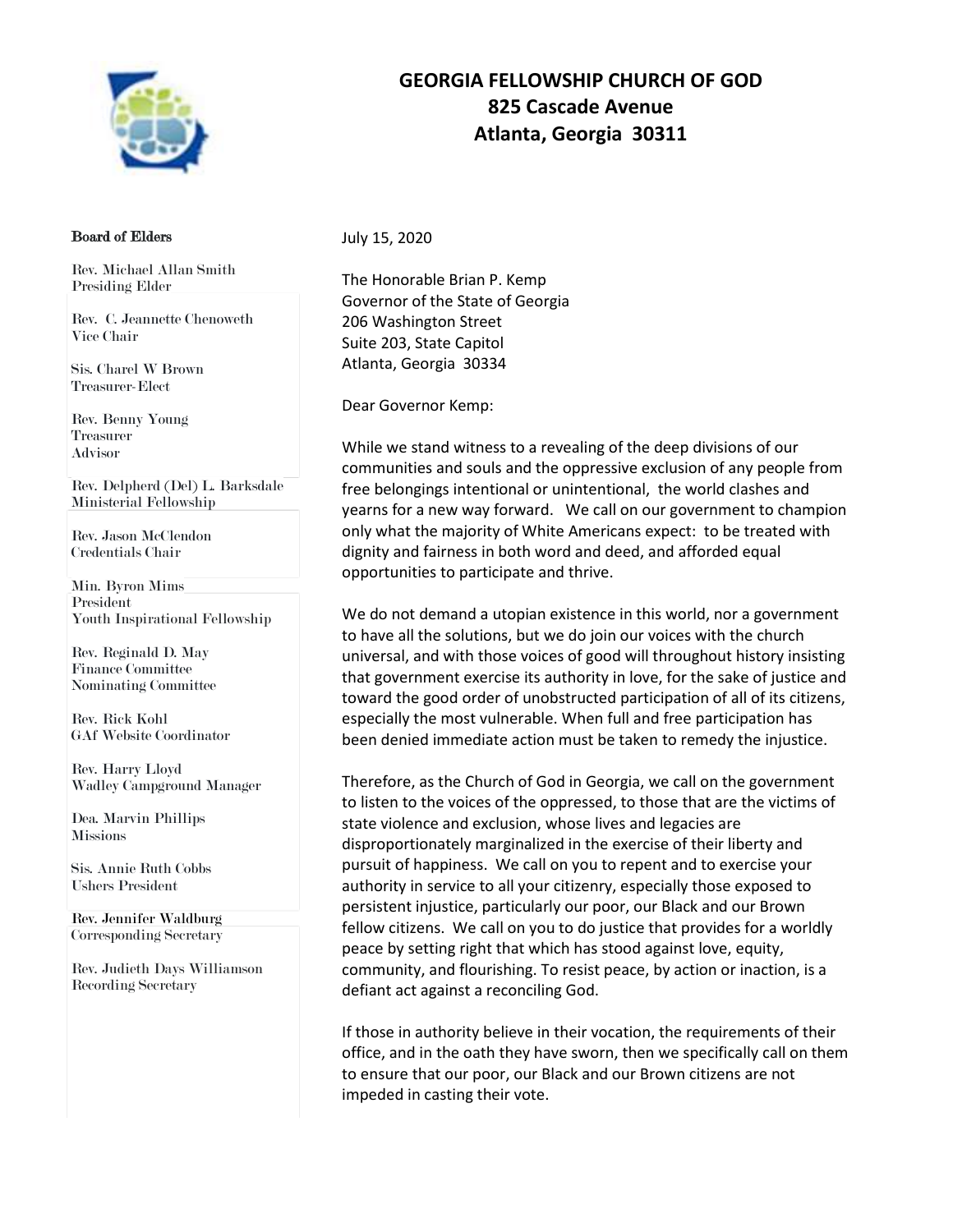# GEORGIA FELLOWSHIP CHURCH OF GOD
**825 Cascade Avenue**
**Atlanta, Georgia 30311**

**Board of Elders**

Rev. Michael Allan Smith
Presiding Elder

Rev. C. Jeannette Chenoweth
Vice Chair

Sis. Charel W Brown
Treasurer-Elect

Rev. Benny Young
Treasurer
Advisor

Rev. Delpherd (Del) L. Barksdale
Ministerial Fellowship

Rev. Jason McClendon
Credentials Chair

Min. Byron Mims
President
Youth Inspirational Fellowship

Rev. Reginald D. May
Finance Committee
Nominating Committee

Rev. Rick Kohl
GAf Website Coordinator

Rev. Harry Lloyd
Wadley Campground Manager

Dea. Marvin Phillips
Missions

Sis. Annie Ruth Cobbs
Ushers President

Rev. Jennifer Waldburg
Corresponding Secretary

Rev. Judieth Days Williamson
Recording Secretary

July 15, 2020

The Honorable Brian P. Kemp
Governor of the State of Georgia
206 Washington Street
Suite 203, State Capitol
Atlanta, Georgia 30334

Dear Governor Kemp:

While we stand witness to a revealing of the deep divisions of our communities and souls and the oppressive exclusion of any people from free belongings intentional or unintentional, the world clashes and yearns for a new way forward. We call on our government to champion only what the majority of White Americans expect: to be treated with dignity and fairness in both word and deed, and afforded equal opportunities to participate and thrive.

We do not demand a utopian existence in this world, nor a government to have all the solutions, but we do join our voices with the church universal, and with those voices of good will throughout history insisting that government exercise its authority in love, for the sake of justice and toward the good order of unobstructed participation of all of its citizens, especially the most vulnerable. When full and free participation has been denied immediate action must be taken to remedy the injustice.

Therefore, as the Church of God in Georgia, we call on the government to listen to the voices of the oppressed, to those that are the victims of state violence and exclusion, whose lives and legacies are disproportionately marginalized in the exercise of their liberty and pursuit of happiness. We call on you to repent and to exercise your authority in service to all your citizenry, especially those exposed to persistent injustice, particularly our poor, our Black and our Brown fellow citizens. We call on you to do justice that provides for a worldly peace by setting right that which has stood against love, equity, community, and flourishing. To resist peace, by action or inaction, is a defiant act against a reconciling God.

If those in authority believe in their vocation, the requirements of their office, and in the oath they have sworn, then we specifically call on them to ensure that our poor, our Black and our Brown citizens are not impeded in casting their vote.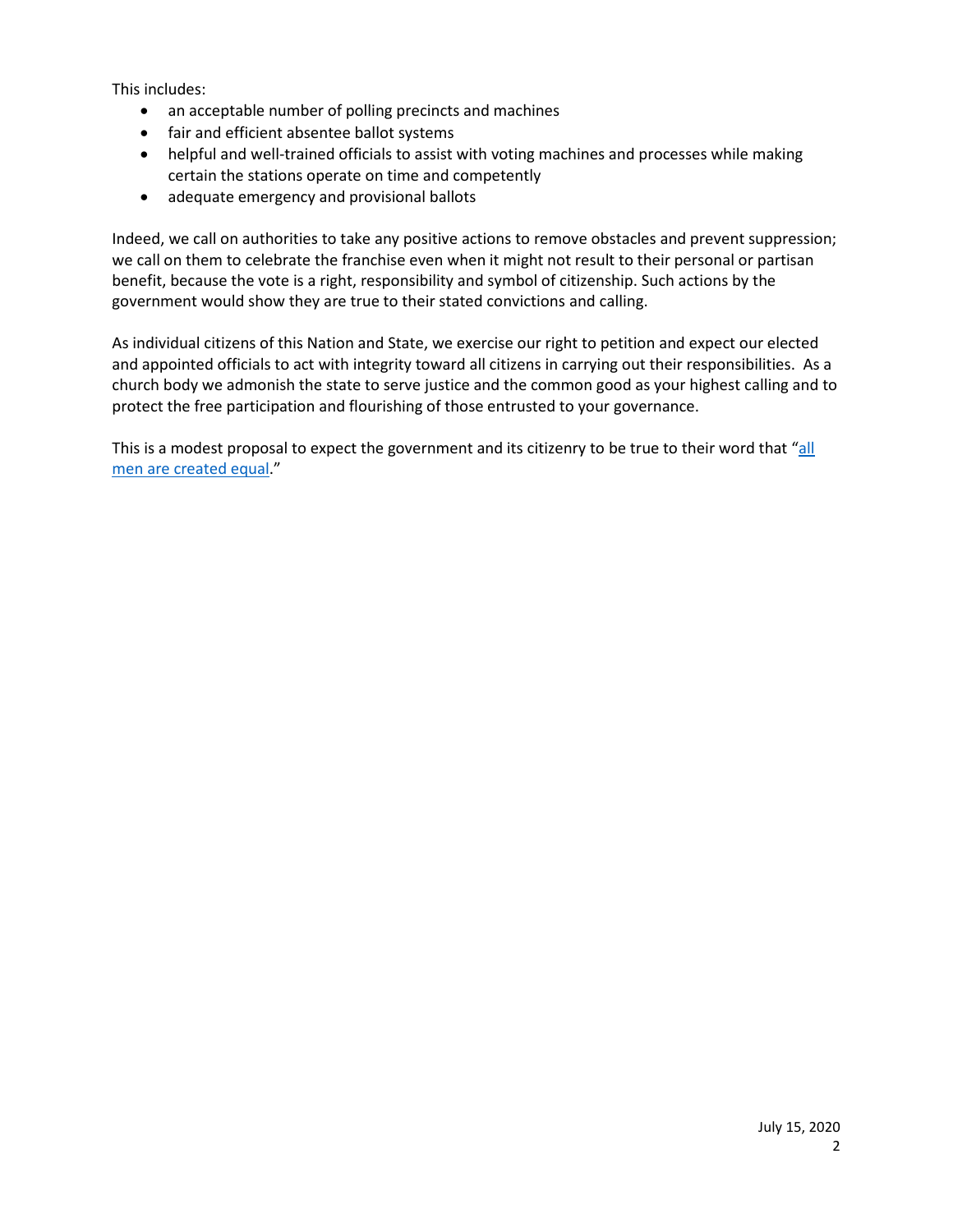This includes:

- an acceptable number of polling precincts and machines
- fair and efficient absentee ballot systems
- helpful and well-trained officials to assist with voting machines and processes while making certain the stations operate on time and competently
- adequate emergency and provisional ballots

Indeed, we call on authorities to take any positive actions to remove obstacles and prevent suppression; we call on them to celebrate the franchise even when it might not result to their personal or partisan benefit, because the vote is a right, responsibility and symbol of citizenship. Such actions by the government would show they are true to their stated convictions and calling.

As individual citizens of this Nation and State, we exercise our right to petition and expect our elected and appointed officials to act with integrity toward all citizens in carrying out their responsibilities. As a church body we admonish the state to serve justice and the common good as your highest calling and to protect the free participation and flourishing of those entrusted to your governance.

This is a modest proposal to expect the government and its citizenry to be true to their word that "all men are created equal."

July 15, 2020